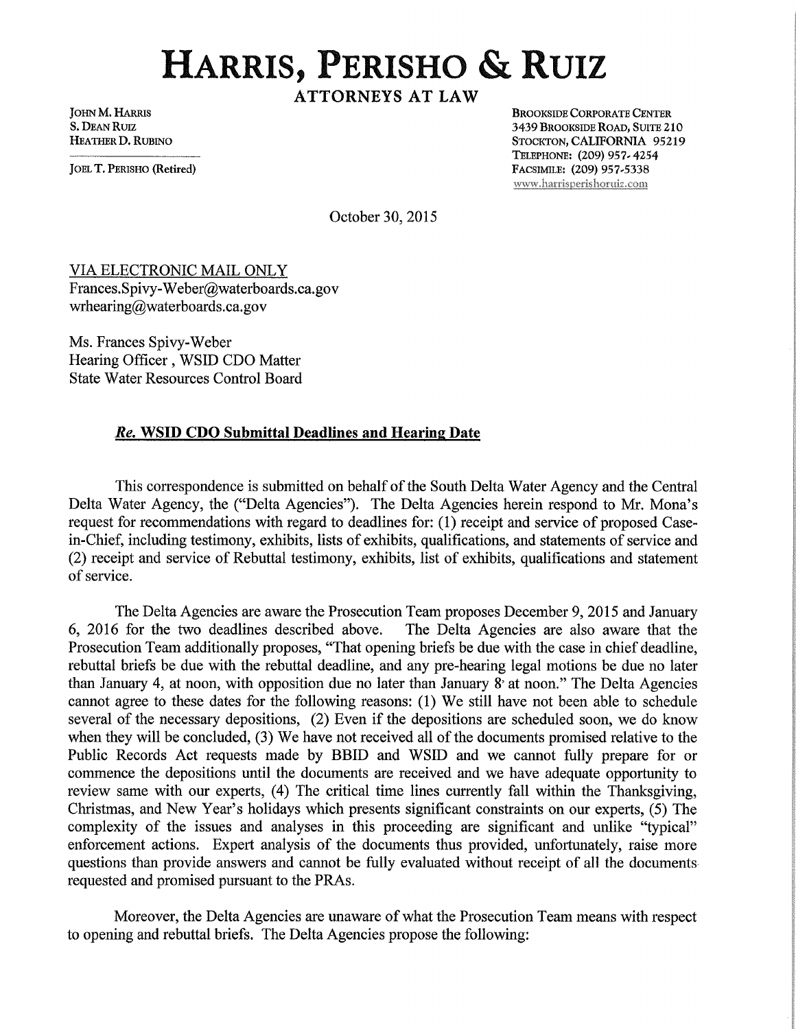# HARRIS, PERISHO & RUIZ

**ATTORNEYS AT LAW**

JOHN M. HARRIS
S. DEAN RUIZ
HEATHER D. RUBINO

JOEL T. PERISHO (Retired)

BROOKSIDE CORPORATE CENTER
3439 BROOKSIDE ROAD, SUITE 210
STOCKTON, CALIFORNIA 95219
TELEPHONE: (209) 957-4254
FACSIMILE: (209) 957-5338
www.harrisperishoruiz.com

October 30, 2015

VIA ELECTRONIC MAIL ONLY
Frances.Spivy-Weber@waterboards.ca.gov
wrhearing@waterboards.ca.gov

Ms. Frances Spivy-Weber
Hearing Officer , WSID CDO Matter
State Water Resources Control Board

***Re.* WSID CDO Submittal Deadlines and Hearing Date**

This correspondence is submitted on behalf of the South Delta Water Agency and the Central Delta Water Agency, the ("Delta Agencies"). The Delta Agencies herein respond to Mr. Mona's request for recommendations with regard to deadlines for: (1) receipt and service of proposed Case-in-Chief, including testimony, exhibits, lists of exhibits, qualifications, and statements of service and (2) receipt and service of Rebuttal testimony, exhibits, list of exhibits, qualifications and statement of service.

The Delta Agencies are aware the Prosecution Team proposes December 9, 2015 and January 6, 2016 for the two deadlines described above. The Delta Agencies are also aware that the Prosecution Team additionally proposes, "That opening briefs be due with the case in chief deadline, rebuttal briefs be due with the rebuttal deadline, and any pre-hearing legal motions be due no later than January 4, at noon, with opposition due no later than January 8, at noon." The Delta Agencies cannot agree to these dates for the following reasons: (1) We still have not been able to schedule several of the necessary depositions, (2) Even if the depositions are scheduled soon, we do know when they will be concluded, (3) We have not received all of the documents promised relative to the Public Records Act requests made by BBID and WSID and we cannot fully prepare for or commence the depositions until the documents are received and we have adequate opportunity to review same with our experts, (4) The critical time lines currently fall within the Thanksgiving, Christmas, and New Year's holidays which presents significant constraints on our experts, (5) The complexity of the issues and analyses in this proceeding are significant and unlike "typical" enforcement actions. Expert analysis of the documents thus provided, unfortunately, raise more questions than provide answers and cannot be fully evaluated without receipt of all the documents requested and promised pursuant to the PRAs.

Moreover, the Delta Agencies are unaware of what the Prosecution Team means with respect to opening and rebuttal briefs. The Delta Agencies propose the following: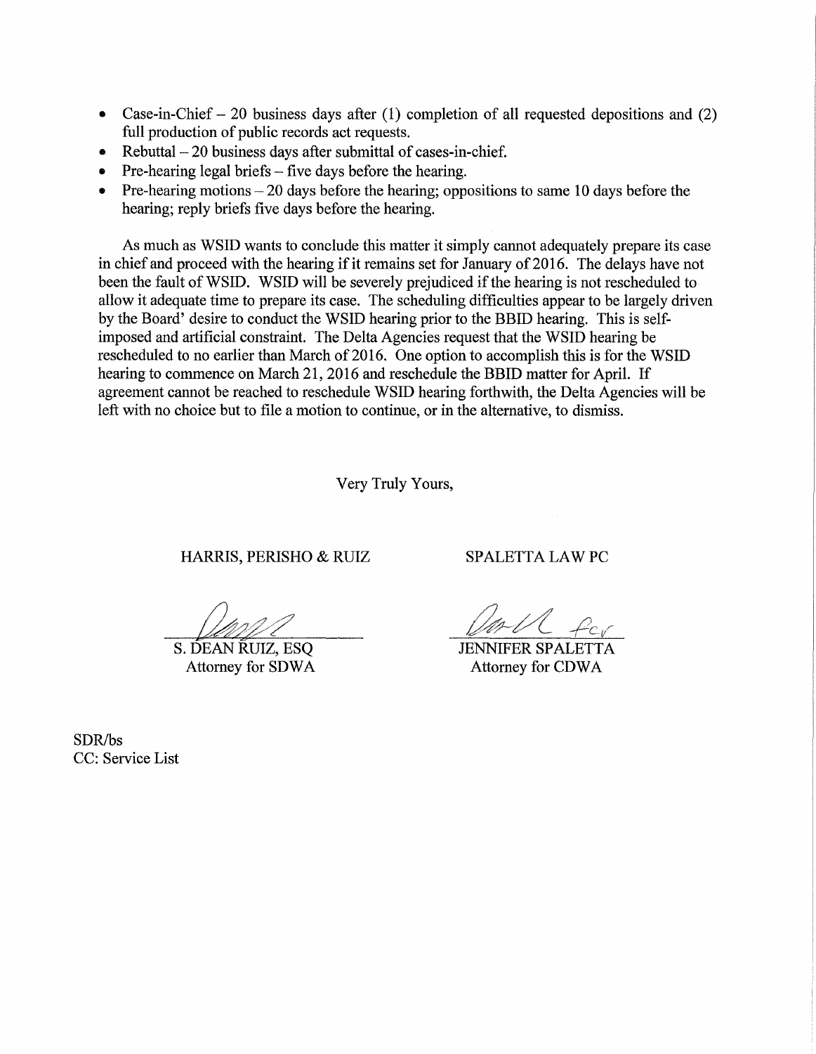- Case-in-Chief – 20 business days after (1) completion of all requested depositions and (2) full production of public records act requests.
- Rebuttal – 20 business days after submittal of cases-in-chief.
- Pre-hearing legal briefs – five days before the hearing.
- Pre-hearing motions – 20 days before the hearing; oppositions to same 10 days before the hearing; reply briefs five days before the hearing.

As much as WSID wants to conclude this matter it simply cannot adequately prepare its case in chief and proceed with the hearing if it remains set for January of 2016. The delays have not been the fault of WSID. WSID will be severely prejudiced if the hearing is not rescheduled to allow it adequate time to prepare its case. The scheduling difficulties appear to be largely driven by the Board' desire to conduct the WSID hearing prior to the BBID hearing. This is self-imposed and artificial constraint. The Delta Agencies request that the WSID hearing be rescheduled to no earlier than March of 2016. One option to accomplish this is for the WSID hearing to commence on March 21, 2016 and reschedule the BBID matter for April. If agreement cannot be reached to reschedule WSID hearing forthwith, the Delta Agencies will be left with no choice but to file a motion to continue, or in the alternative, to dismiss.

Very Truly Yours,

HARRIS, PERISHO & RUIZ

S. DEAN RUIZ, ESQ
Attorney for SDWA

SPALETTA LAW PC

JENNIFER SPALETTA
Attorney for CDWA

SDR/bs
CC: Service List